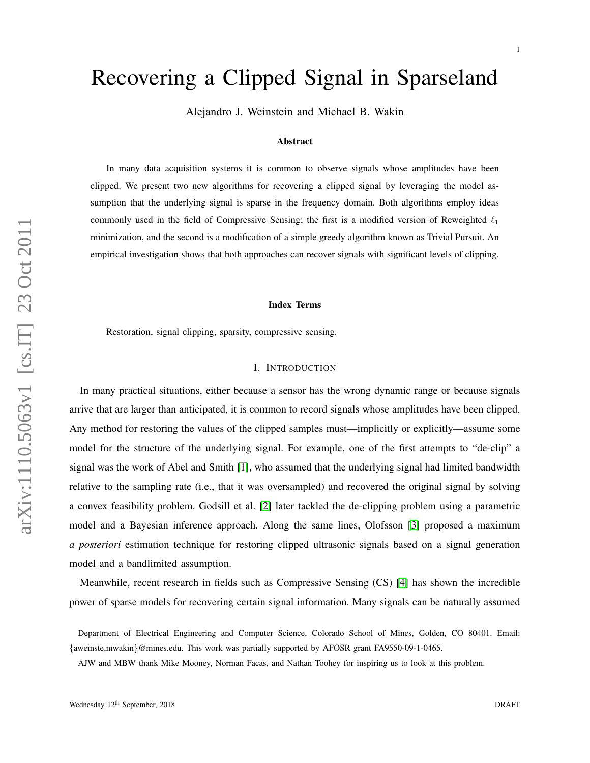# Recovering a Clipped Signal in Sparseland

Alejandro J. Weinstein and Michael B. Wakin

### Abstract

In many data acquisition systems it is common to observe signals whose amplitudes have been clipped. We present two new algorithms for recovering a clipped signal by leveraging the model assumption that the underlying signal is sparse in the frequency domain. Both algorithms employ ideas commonly used in the field of Compressive Sensing; the first is a modified version of Reweighted $\ell_1$ minimization, and the second is a modification of a simple greedy algorithm known as Trivial Pursuit. An empirical investigation shows that both approaches can recover signals with significant levels of clipping.

### Index Terms

Restoration, signal clipping, sparsity, compressive sensing.

## I. Introduction

In many practical situations, either because a sensor has the wrong dynamic range or because signals arrive that are larger than anticipated, it is common to record signals whose amplitudes have been clipped. Any method for restoring the values of the clipped samples must—implicitly or explicitly—assume some model for the structure of the underlying signal. For example, one of the first attempts to "de-clip" a signal was the work of Abel and Smith [1], who assumed that the underlying signal had limited bandwidth relative to the sampling rate (i.e., that it was oversampled) and recovered the original signal by solving a convex feasibility problem. Godsill et al. [2] later tackled the de-clipping problem using a parametric model and a Bayesian inference approach. Along the same lines, Olofsson [3] proposed a maximum *a posteriori* estimation technique for restoring clipped ultrasonic signals based on a signal generation model and a bandlimited assumption.

Meanwhile, recent research in fields such as Compressive Sensing (CS) [4] has shown the incredible power of sparse models for recovering certain signal information. Many signals can be naturally assumed

Department of Electrical Engineering and Computer Science, Colorado School of Mines, Golden, CO 80401. Email: {aweinste,mwakin}@mines.edu. This work was partially supported by AFOSR grant FA9550-09-1-0465.

AJW and MBW thank Mike Mooney, Norman Facas, and Nathan Toohey for inspiring us to look at this problem.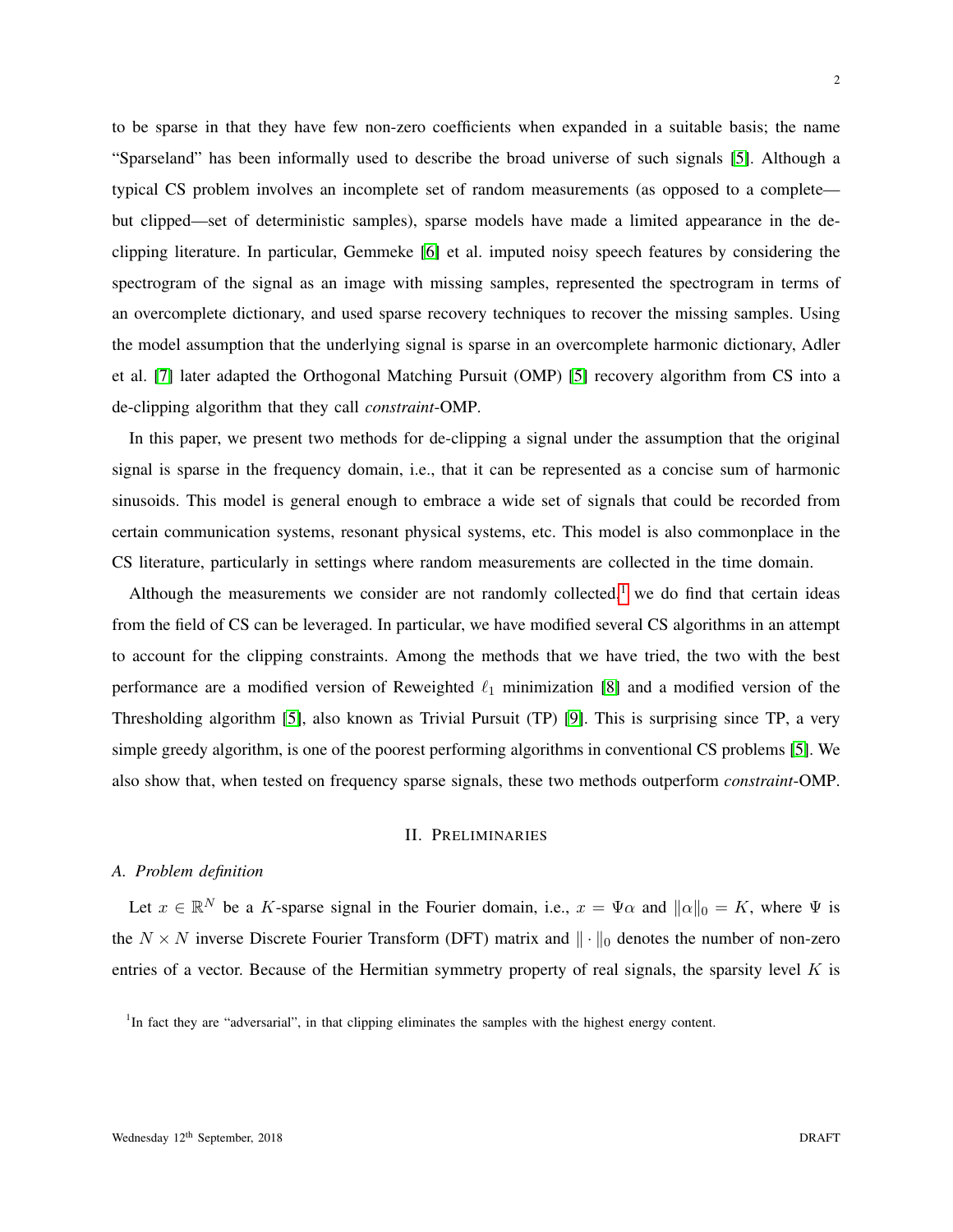to be sparse in that they have few non-zero coefficients when expanded in a suitable basis; the name "Sparseland" has been informally used to describe the broad universe of such signals [5]. Although a typical CS problem involves an incomplete set of random measurements (as opposed to a complete—but clipped—set of deterministic samples), sparse models have made a limited appearance in the de-clipping literature. In particular, Gemmeke [6] et al. imputed noisy speech features by considering the spectrogram of the signal as an image with missing samples, represented the spectrogram in terms of an overcomplete dictionary, and used sparse recovery techniques to recover the missing samples. Using the model assumption that the underlying signal is sparse in an overcomplete harmonic dictionary, Adler et al. [7] later adapted the Orthogonal Matching Pursuit (OMP) [5] recovery algorithm from CS into a de-clipping algorithm that they call *constraint*-OMP.

In this paper, we present two methods for de-clipping a signal under the assumption that the original signal is sparse in the frequency domain, i.e., that it can be represented as a concise sum of harmonic sinusoids. This model is general enough to embrace a wide set of signals that could be recorded from certain communication systems, resonant physical systems, etc. This model is also commonplace in the CS literature, particularly in settings where random measurements are collected in the time domain.

Although the measurements we consider are not randomly collected,[1] we do find that certain ideas from the field of CS can be leveraged. In particular, we have modified several CS algorithms in an attempt to account for the clipping constraints. Among the methods that we have tried, the two with the best performance are a modified version of Reweighted $\ell_1$ minimization [8] and a modified version of the Thresholding algorithm [5], also known as Trivial Pursuit (TP) [9]. This is surprising since TP, a very simple greedy algorithm, is one of the poorest performing algorithms in conventional CS problems [5]. We also show that, when tested on frequency sparse signals, these two methods outperform *constraint*-OMP.

## II. Preliminaries

### A. Problem definition

Let $x \in \mathbb{R}^N$ be a $K$-sparse signal in the Fourier domain, i.e., $x = \Psi\alpha$ and $\|\alpha\|_0 = K$, where $\Psi$ is the $N \times N$ inverse Discrete Fourier Transform (DFT) matrix and $\|\cdot\|_0$ denotes the number of non-zero entries of a vector. Because of the Hermitian symmetry property of real signals, the sparsity level $K$ is

[1] In fact they are "adversarial", in that clipping eliminates the samples with the highest energy content.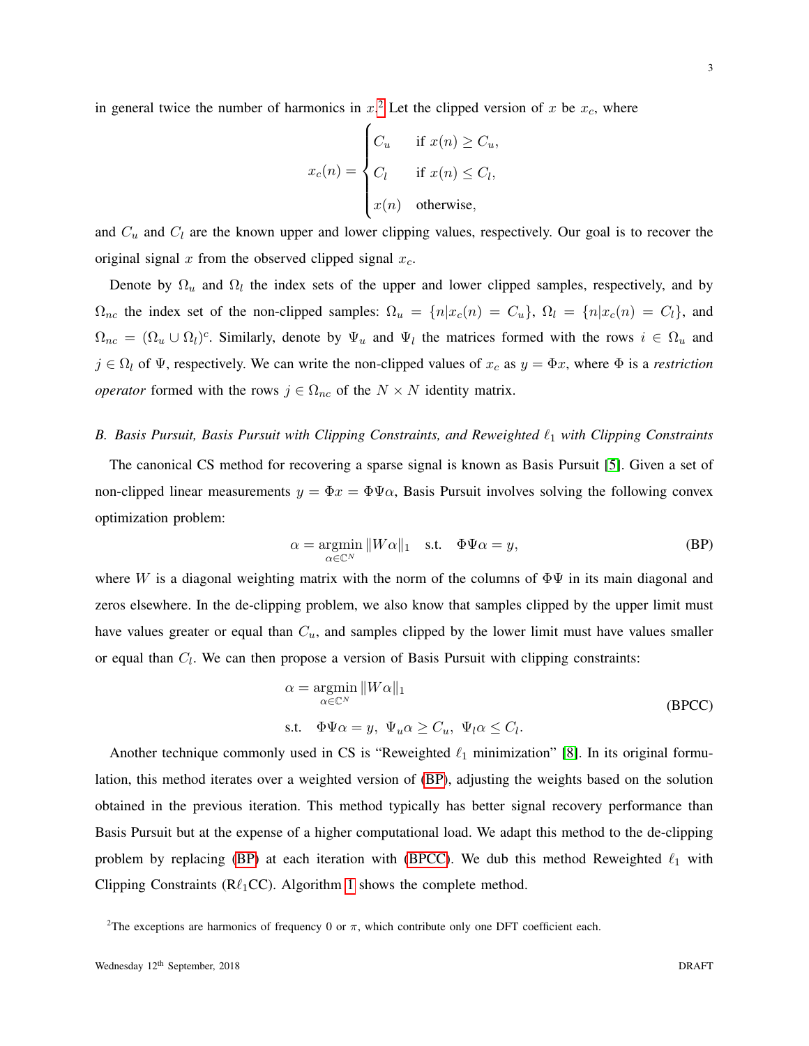in general twice the number of harmonics in $x$.[2] Let the clipped version of $x$ be $x_c$, where

$$x_c(n) = \begin{cases} C_u & \text{if } x(n) \geq C_u, \\ C_l & \text{if } x(n) \leq C_l, \\ x(n) & \text{otherwise,} \end{cases}$$

and $C_u$ and $C_l$ are the known upper and lower clipping values, respectively. Our goal is to recover the original signal $x$ from the observed clipped signal $x_c$.

Denote by $\Omega_u$ and $\Omega_l$ the index sets of the upper and lower clipped samples, respectively, and by $\Omega_{nc}$ the index set of the non-clipped samples: $\Omega_u = \{n | x_c(n) = C_u\}$, $\Omega_l = \{n | x_c(n) = C_l\}$, and $\Omega_{nc} = (\Omega_u \cup \Omega_l)^c$. Similarly, denote by $\Psi_u$ and $\Psi_l$ the matrices formed with the rows $i \in \Omega_u$ and $j \in \Omega_l$ of $\Psi$, respectively. We can write the non-clipped values of $x_c$ as $y = \Phi x$, where $\Phi$ is a *restriction operator* formed with the rows $j \in \Omega_{nc}$ of the $N \times N$ identity matrix.

### B. Basis Pursuit, Basis Pursuit with Clipping Constraints, and Reweighted $\ell_1$ with Clipping Constraints

The canonical CS method for recovering a sparse signal is known as Basis Pursuit [5]. Given a set of non-clipped linear measurements $y = \Phi x = \Phi \Psi \alpha$, Basis Pursuit involves solving the following convex optimization problem:

$$\alpha = \underset{\alpha \in \mathbb{C}^N}{\operatorname{argmin}} \|W\alpha\|_1 \quad \text{s.t.} \quad \Phi\Psi\alpha = y, \tag{BP}$$

where $W$ is a diagonal weighting matrix with the norm of the columns of $\Phi\Psi$ in its main diagonal and zeros elsewhere. In the de-clipping problem, we also know that samples clipped by the upper limit must have values greater or equal than $C_u$, and samples clipped by the lower limit must have values smaller or equal than $C_l$. We can then propose a version of Basis Pursuit with clipping constraints:

$$\begin{aligned} &\alpha = \underset{\alpha \in \mathbb{C}^N}{\operatorname{argmin}} \|W\alpha\|_1 \\ &\text{s.t.} \quad \Phi\Psi\alpha = y, \; \Psi_u\alpha \geq C_u, \; \Psi_l\alpha \leq C_l. \end{aligned} \tag{BPCC}$$

Another technique commonly used in CS is "Reweighted $\ell_1$ minimization" [8]. In its original formulation, this method iterates over a weighted version of (BP), adjusting the weights based on the solution obtained in the previous iteration. This method typically has better signal recovery performance than Basis Pursuit but at the expense of a higher computational load. We adapt this method to the de-clipping problem by replacing (BP) at each iteration with (BPCC). We dub this method Reweighted $\ell_1$ with Clipping Constraints (R$\ell_1$CC). Algorithm 1 shows the complete method.

[2]The exceptions are harmonics of frequency 0 or $\pi$, which contribute only one DFT coefficient each.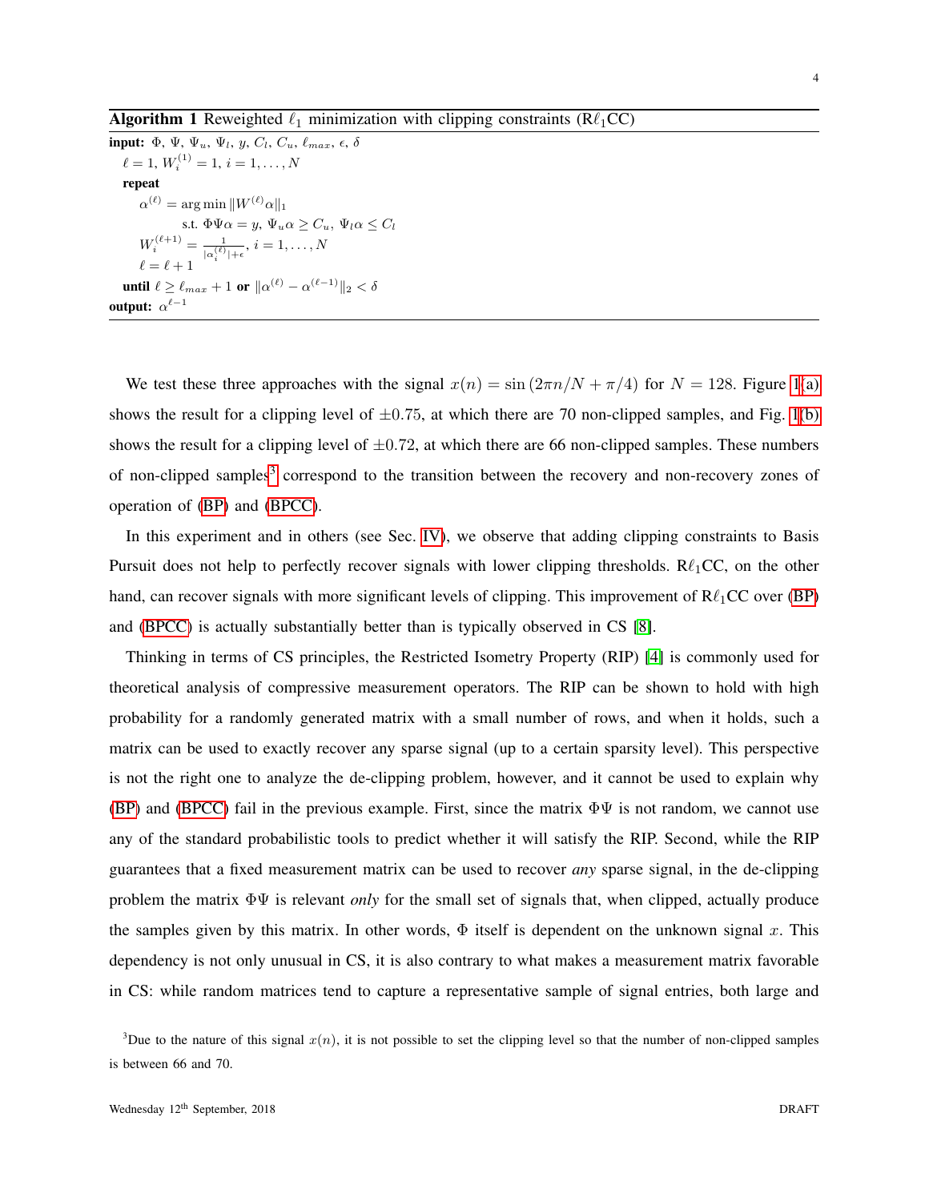**Algorithm 1** Reweighted $\ell_1$ minimization with clipping constraints (R$\ell_1$CC)

**input:** $\Phi$, $\Psi$, $\Psi_u$, $\Psi_l$, $y$, $C_l$, $C_u$, $\ell_{max}$, $\epsilon$, $\delta$

$\ell = 1$, $W_i^{(1)} = 1$, $i = 1, \ldots, N$

**repeat**

$\alpha^{(\ell)} = \arg\min \|W^{(\ell)}\alpha\|_1$

s.t. $\Phi\Psi\alpha = y$, $\Psi_u\alpha \geq C_u$, $\Psi_l\alpha \leq C_l$

$W_i^{(\ell+1)} = \frac{1}{|\alpha_i^{(\ell)}|+\epsilon}$, $i = 1, \ldots, N$

$\ell = \ell + 1$

**until** $\ell \geq \ell_{max} + 1$ **or** $\|\alpha^{(\ell)} - \alpha^{(\ell-1)}\|_2 < \delta$

**output:** $\alpha^{\ell-1}$

We test these three approaches with the signal $x(n) = \sin(2\pi n/N + \pi/4)$ for $N = 128$. Figure 1(a) shows the result for a clipping level of $\pm 0.75$, at which there are 70 non-clipped samples, and Fig. 1(b) shows the result for a clipping level of $\pm 0.72$, at which there are 66 non-clipped samples. These numbers of non-clipped samples[3] correspond to the transition between the recovery and non-recovery zones of operation of (BP) and (BPCC).

In this experiment and in others (see Sec. IV), we observe that adding clipping constraints to Basis Pursuit does not help to perfectly recover signals with lower clipping thresholds. R$\ell_1$CC, on the other hand, can recover signals with more significant levels of clipping. This improvement of R$\ell_1$CC over (BP) and (BPCC) is actually substantially better than is typically observed in CS [8].

Thinking in terms of CS principles, the Restricted Isometry Property (RIP) [4] is commonly used for theoretical analysis of compressive measurement operators. The RIP can be shown to hold with high probability for a randomly generated matrix with a small number of rows, and when it holds, such a matrix can be used to exactly recover any sparse signal (up to a certain sparsity level). This perspective is not the right one to analyze the de-clipping problem, however, and it cannot be used to explain why (BP) and (BPCC) fail in the previous example. First, since the matrix $\Phi\Psi$ is not random, we cannot use any of the standard probabilistic tools to predict whether it will satisfy the RIP. Second, while the RIP guarantees that a fixed measurement matrix can be used to recover *any* sparse signal, in the de-clipping problem the matrix $\Phi\Psi$ is relevant *only* for the small set of signals that, when clipped, actually produce the samples given by this matrix. In other words, $\Phi$ itself is dependent on the unknown signal $x$. This dependency is not only unusual in CS, it is also contrary to what makes a measurement matrix favorable in CS: while random matrices tend to capture a representative sample of signal entries, both large and

[3] Due to the nature of this signal $x(n)$, it is not possible to set the clipping level so that the number of non-clipped samples is between 66 and 70.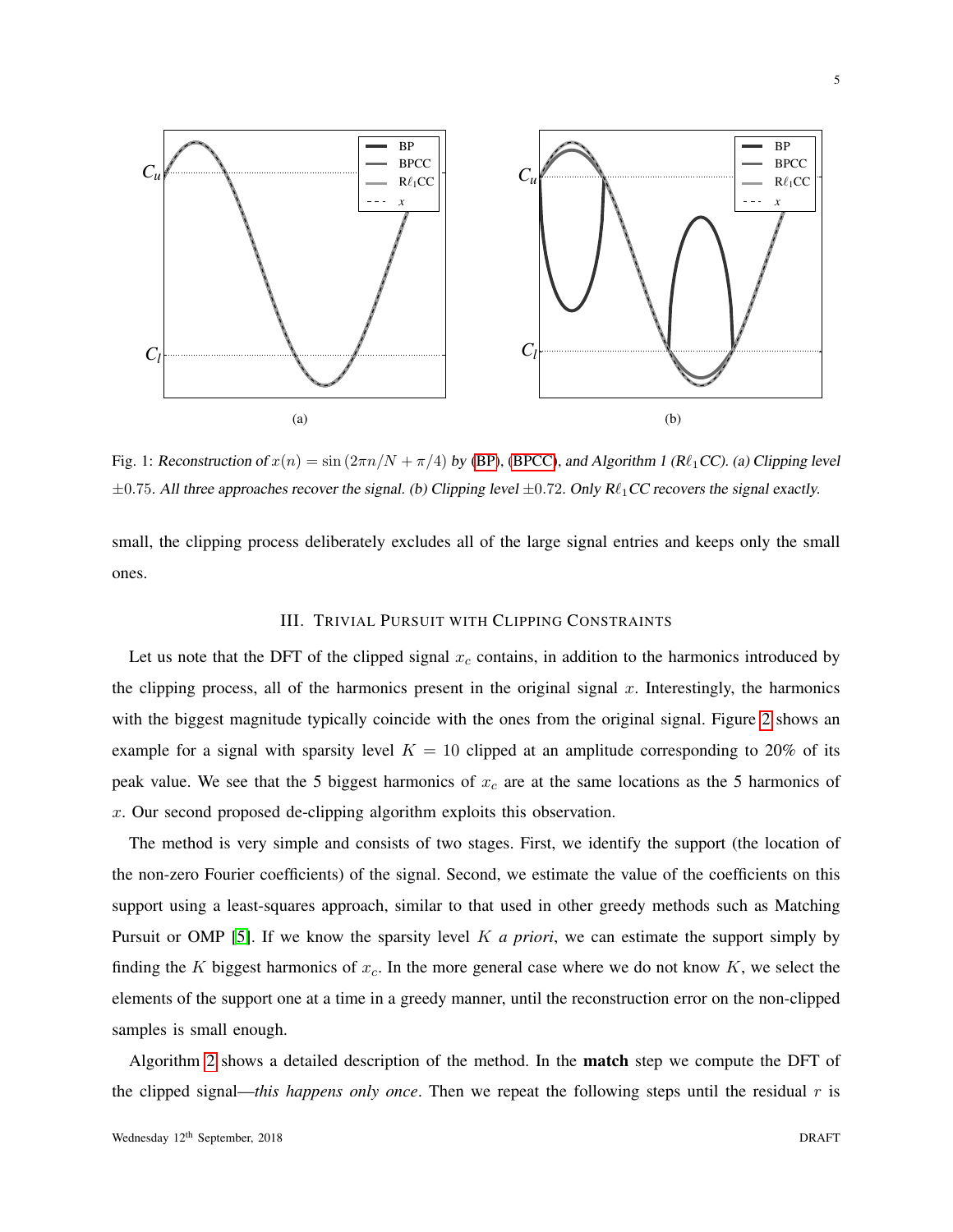Fig. 1: *Reconstruction of* $x(n) = \sin(2\pi n/N + \pi/4)$ *by* (BP), (BPCC), *and Algorithm 1 (R$\ell_1$CC). (a) Clipping level* $\pm 0.75$. *All three approaches recover the signal. (b) Clipping level* $\pm 0.72$. *Only R$\ell_1$CC recovers the signal exactly.*

small, the clipping process deliberately excludes all of the large signal entries and keeps only the small ones.

## III. Trivial Pursuit with Clipping Constraints

Let us note that the DFT of the clipped signal $x_c$ contains, in addition to the harmonics introduced by the clipping process, all of the harmonics present in the original signal $x$. Interestingly, the harmonics with the biggest magnitude typically coincide with the ones from the original signal. Figure 2 shows an example for a signal with sparsity level $K = 10$ clipped at an amplitude corresponding to 20% of its peak value. We see that the 5 biggest harmonics of $x_c$ are at the same locations as the 5 harmonics of $x$. Our second proposed de-clipping algorithm exploits this observation.

The method is very simple and consists of two stages. First, we identify the support (the location of the non-zero Fourier coefficients) of the signal. Second, we estimate the value of the coefficients on this support using a least-squares approach, similar to that used in other greedy methods such as Matching Pursuit or OMP [5]. If we know the sparsity level $K$ *a priori*, we can estimate the support simply by finding the $K$ biggest harmonics of $x_c$. In the more general case where we do not know $K$, we select the elements of the support one at a time in a greedy manner, until the reconstruction error on the non-clipped samples is small enough.

Algorithm 2 shows a detailed description of the method. In the **match** step we compute the DFT of the clipped signal—*this happens only once*. Then we repeat the following steps until the residual $r$ is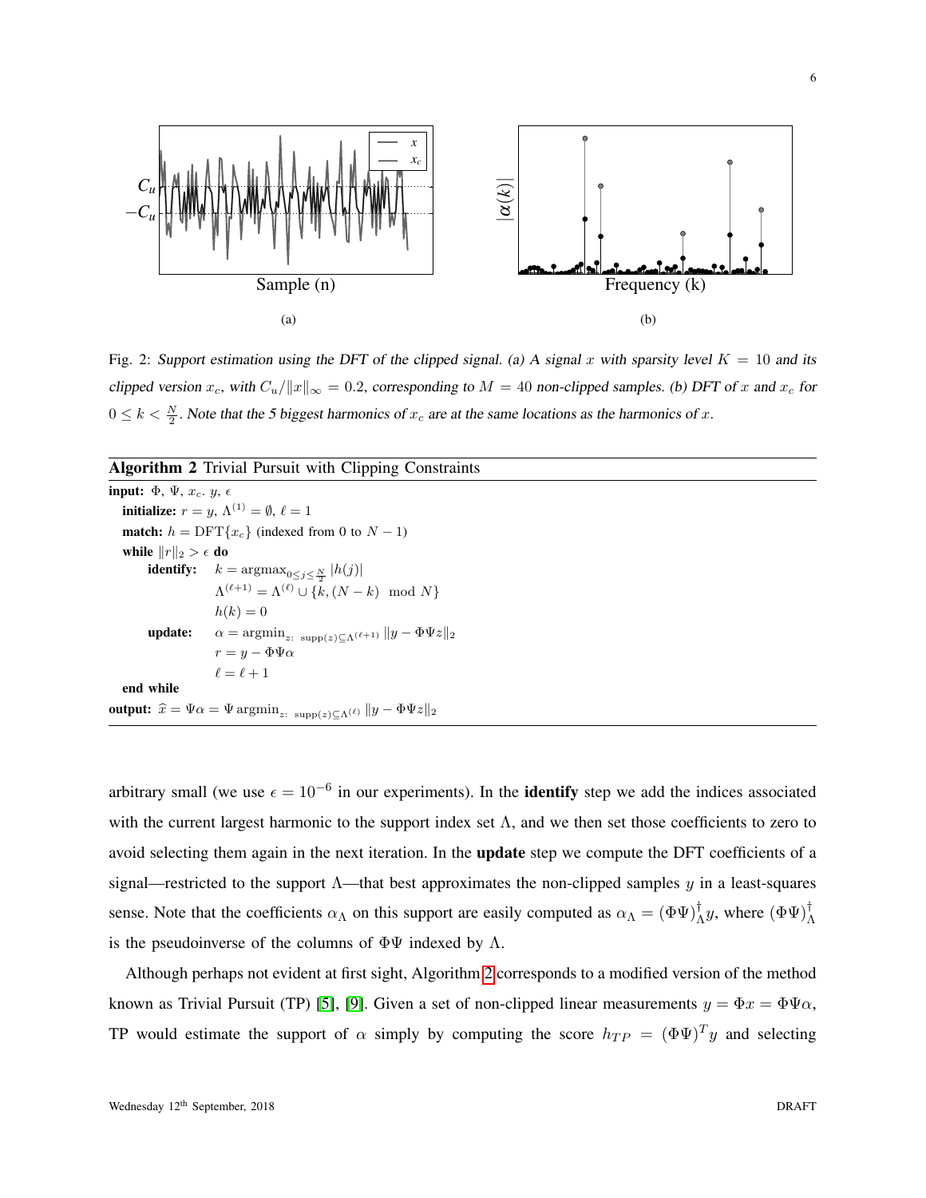Fig. 2: *Support estimation using the DFT of the clipped signal. (a) A signal $x$ with sparsity level $K = 10$ and its clipped version $x_c$, with $C_u/\|x\|_\infty = 0.2$, corresponding to $M = 40$ non-clipped samples. (b) DFT of $x$ and $x_c$ for $0 \leq k < \frac{N}{2}$. Note that the 5 biggest harmonics of $x_c$ are at the same locations as the harmonics of $x$.*

**Algorithm 2** Trivial Pursuit with Clipping Constraints

**input:** $\Phi$, $\Psi$, $x_c$. $y$, $\epsilon$

  **initialize:** $r = y$, $\Lambda^{(1)} = \emptyset$, $\ell = 1$

  **match:** $h = \mathrm{DFT}\{x_c\}$ (indexed from 0 to $N-1$)

  **while** $\|r\|_2 > \epsilon$ **do**

    **identify:** $k = \mathrm{argmax}_{0 \leq j \leq \frac{N}{2}} |h(j)|$

      $\Lambda^{(\ell+1)} = \Lambda^{(\ell)} \cup \{k, (N-k) \mod N\}$

      $h(k) = 0$

    **update:** $\alpha = \mathrm{argmin}_{z:\ \mathrm{supp}(z) \subseteq \Lambda^{(\ell+1)}} \|y - \Phi\Psi z\|_2$

      $r = y - \Phi\Psi\alpha$

      $\ell = \ell + 1$

  **end while**

**output:** $\widehat{x} = \Psi\alpha = \Psi \,\mathrm{argmin}_{z:\ \mathrm{supp}(z) \subseteq \Lambda^{(\ell)}} \|y - \Phi\Psi z\|_2$

arbitrary small (we use $\epsilon = 10^{-6}$ in our experiments). In the **identify** step we add the indices associated with the current largest harmonic to the support index set $\Lambda$, and we then set those coefficients to zero to avoid selecting them again in the next iteration. In the **update** step we compute the DFT coefficients of a signal—restricted to the support $\Lambda$—that best approximates the non-clipped samples $y$ in a least-squares sense. Note that the coefficients $\alpha_\Lambda$ on this support are easily computed as $\alpha_\Lambda = (\Phi\Psi)_\Lambda^\dagger y$, where $(\Phi\Psi)_\Lambda^\dagger$ is the pseudoinverse of the columns of $\Phi\Psi$ indexed by $\Lambda$.

Although perhaps not evident at first sight, Algorithm 2 corresponds to a modified version of the method known as Trivial Pursuit (TP) [5], [9]. Given a set of non-clipped linear measurements $y = \Phi x = \Phi\Psi\alpha$, TP would estimate the support of $\alpha$ simply by computing the score $h_{TP} = (\Phi\Psi)^T y$ and selecting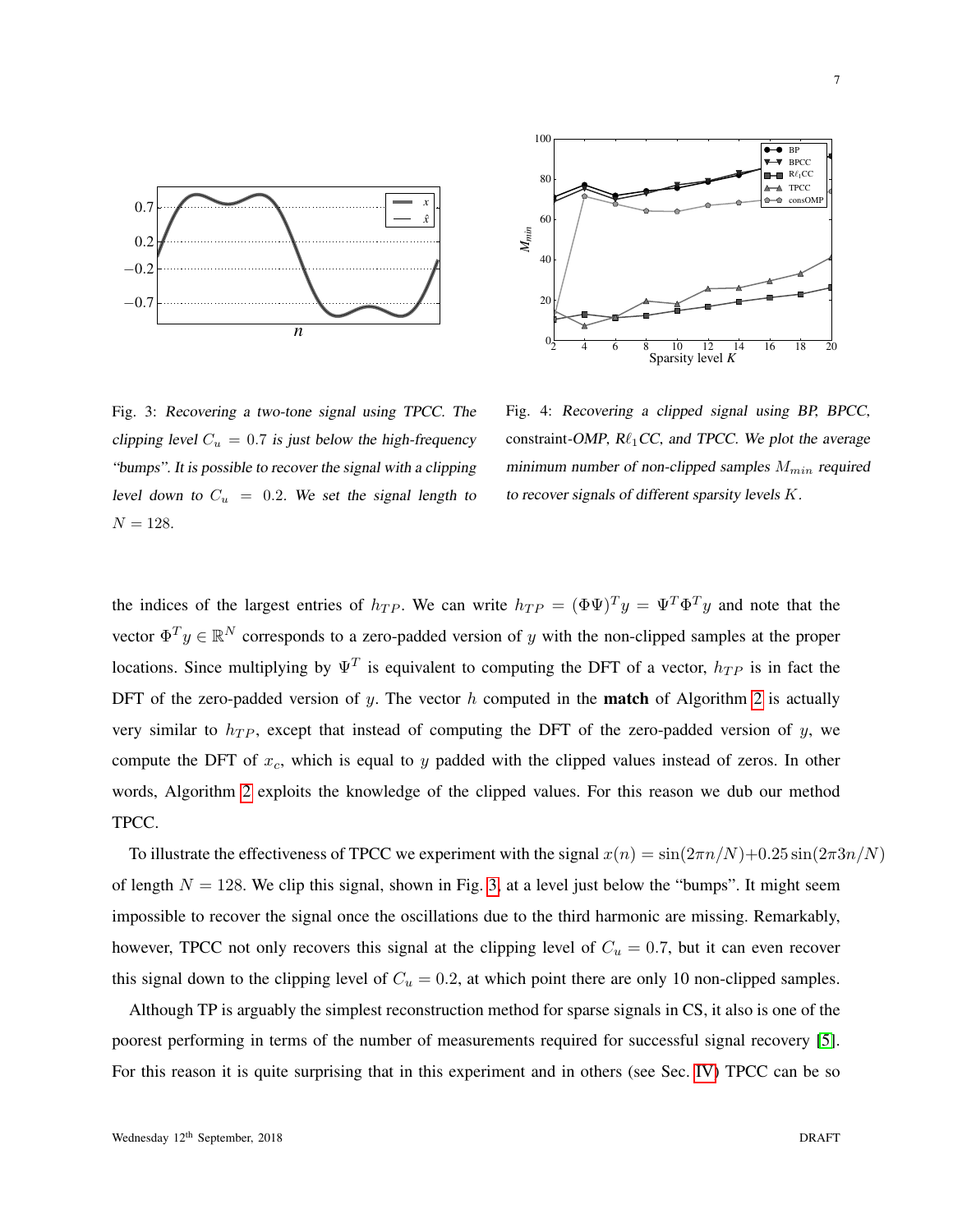Fig. 3: *Recovering a two-tone signal using TPCC. The clipping level $C_u = 0.7$ is just below the high-frequency "bumps". It is possible to recover the signal with a clipping level down to $C_u = 0.2$. We set the signal length to $N = 128$.*

Fig. 4: *Recovering a clipped signal using BP, BPCC,* constraint-*OMP, R$\ell_1$CC, and TPCC. We plot the average minimum number of non-clipped samples $M_{min}$ required to recover signals of different sparsity levels $K$.*

the indices of the largest entries of $h_{TP}$. We can write $h_{TP} = (\Phi\Psi)^T y = \Psi^T \Phi^T y$ and note that the vector $\Phi^T y \in \mathbb{R}^N$ corresponds to a zero-padded version of $y$ with the non-clipped samples at the proper locations. Since multiplying by $\Psi^T$ is equivalent to computing the DFT of a vector, $h_{TP}$ is in fact the DFT of the zero-padded version of $y$. The vector $h$ computed in the **match** of Algorithm 2 is actually very similar to $h_{TP}$, except that instead of computing the DFT of the zero-padded version of $y$, we compute the DFT of $x_c$, which is equal to $y$ padded with the clipped values instead of zeros. In other words, Algorithm 2 exploits the knowledge of the clipped values. For this reason we dub our method TPCC.

To illustrate the effectiveness of TPCC we experiment with the signal $x(n) = \sin(2\pi n/N) + 0.25\sin(2\pi 3n/N)$ of length $N = 128$. We clip this signal, shown in Fig. 3, at a level just below the "bumps". It might seem impossible to recover the signal once the oscillations due to the third harmonic are missing. Remarkably, however, TPCC not only recovers this signal at the clipping level of $C_u = 0.7$, but it can even recover this signal down to the clipping level of $C_u = 0.2$, at which point there are only 10 non-clipped samples.

Although TP is arguably the simplest reconstruction method for sparse signals in CS, it also is one of the poorest performing in terms of the number of measurements required for successful signal recovery [5]. For this reason it is quite surprising that in this experiment and in others (see Sec. IV) TPCC can be so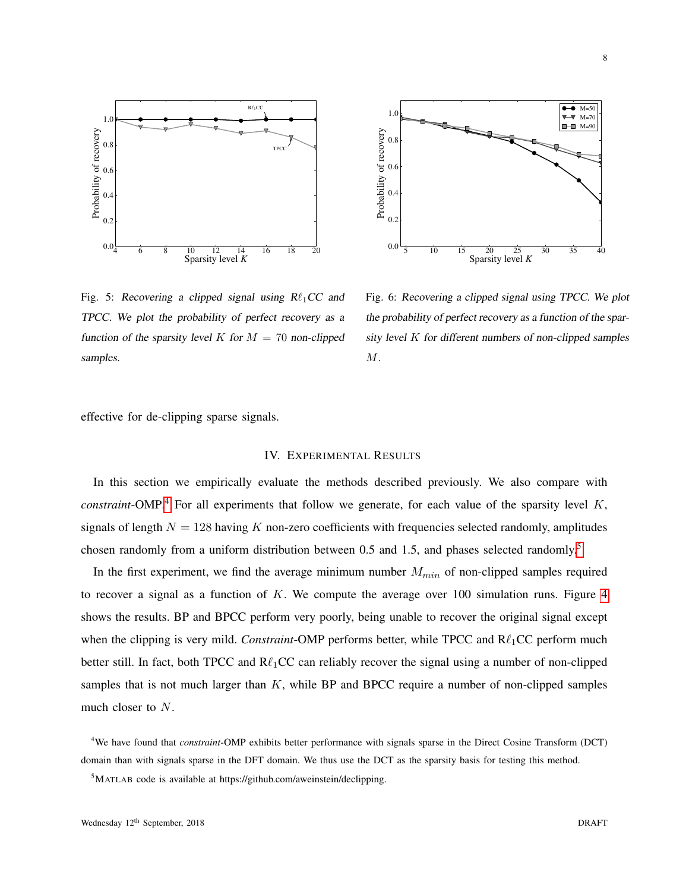Fig. 5: *Recovering a clipped signal using R$\ell_1$CC and TPCC. We plot the probability of perfect recovery as a function of the sparsity level $K$ for $M = 70$ non-clipped samples.*

Fig. 6: *Recovering a clipped signal using TPCC. We plot the probability of perfect recovery as a function of the sparsity level $K$ for different numbers of non-clipped samples $M$.*

effective for de-clipping sparse signals.

## IV. Experimental Results

In this section we empirically evaluate the methods described previously. We also compare with *constraint*-OMP.[4] For all experiments that follow we generate, for each value of the sparsity level $K$, signals of length $N = 128$ having $K$ non-zero coefficients with frequencies selected randomly, amplitudes chosen randomly from a uniform distribution between 0.5 and 1.5, and phases selected randomly.[5]

In the first experiment, we find the average minimum number $M_{min}$ of non-clipped samples required to recover a signal as a function of $K$. We compute the average over 100 simulation runs. Figure 4 shows the results. BP and BPCC perform very poorly, being unable to recover the original signal except when the clipping is very mild. *Constraint*-OMP performs better, while TPCC and R$\ell_1$CC perform much better still. In fact, both TPCC and R$\ell_1$CC can reliably recover the signal using a number of non-clipped samples that is not much larger than $K$, while BP and BPCC require a number of non-clipped samples much closer to $N$.

[4] We have found that *constraint*-OMP exhibits better performance with signals sparse in the Direct Cosine Transform (DCT) domain than with signals sparse in the DFT domain. We thus use the DCT as the sparsity basis for testing this method.

[5] MATLAB code is available at https://github.com/aweinstein/declipping.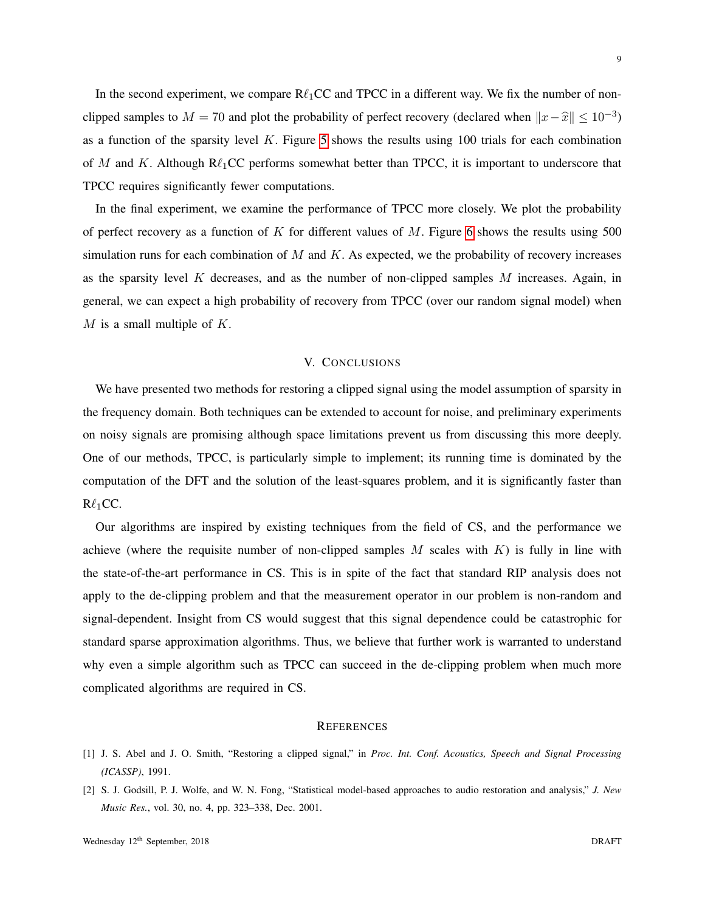In the second experiment, we compare R$\ell_1$CC and TPCC in a different way. We fix the number of non-clipped samples to $M = 70$ and plot the probability of perfect recovery (declared when $\|x - \widehat{x}\| \leq 10^{-3}$) as a function of the sparsity level $K$. Figure 5 shows the results using 100 trials for each combination of $M$ and $K$. Although R$\ell_1$CC performs somewhat better than TPCC, it is important to underscore that TPCC requires significantly fewer computations.

In the final experiment, we examine the performance of TPCC more closely. We plot the probability of perfect recovery as a function of $K$ for different values of $M$. Figure 6 shows the results using 500 simulation runs for each combination of $M$ and $K$. As expected, we the probability of recovery increases as the sparsity level $K$ decreases, and as the number of non-clipped samples $M$ increases. Again, in general, we can expect a high probability of recovery from TPCC (over our random signal model) when $M$ is a small multiple of $K$.

## V. Conclusions

We have presented two methods for restoring a clipped signal using the model assumption of sparsity in the frequency domain. Both techniques can be extended to account for noise, and preliminary experiments on noisy signals are promising although space limitations prevent us from discussing this more deeply. One of our methods, TPCC, is particularly simple to implement; its running time is dominated by the computation of the DFT and the solution of the least-squares problem, and it is significantly faster than R$\ell_1$CC.

Our algorithms are inspired by existing techniques from the field of CS, and the performance we achieve (where the requisite number of non-clipped samples $M$ scales with $K$) is fully in line with the state-of-the-art performance in CS. This is in spite of the fact that standard RIP analysis does not apply to the de-clipping problem and that the measurement operator in our problem is non-random and signal-dependent. Insight from CS would suggest that this signal dependence could be catastrophic for standard sparse approximation algorithms. Thus, we believe that further work is warranted to understand why even a simple algorithm such as TPCC can succeed in the de-clipping problem when much more complicated algorithms are required in CS.

## References

[1] J. S. Abel and J. O. Smith, "Restoring a clipped signal," in *Proc. Int. Conf. Acoustics, Speech and Signal Processing (ICASSP)*, 1991.

[2] S. J. Godsill, P. J. Wolfe, and W. N. Fong, "Statistical model-based approaches to audio restoration and analysis," *J. New Music Res.*, vol. 30, no. 4, pp. 323–338, Dec. 2001.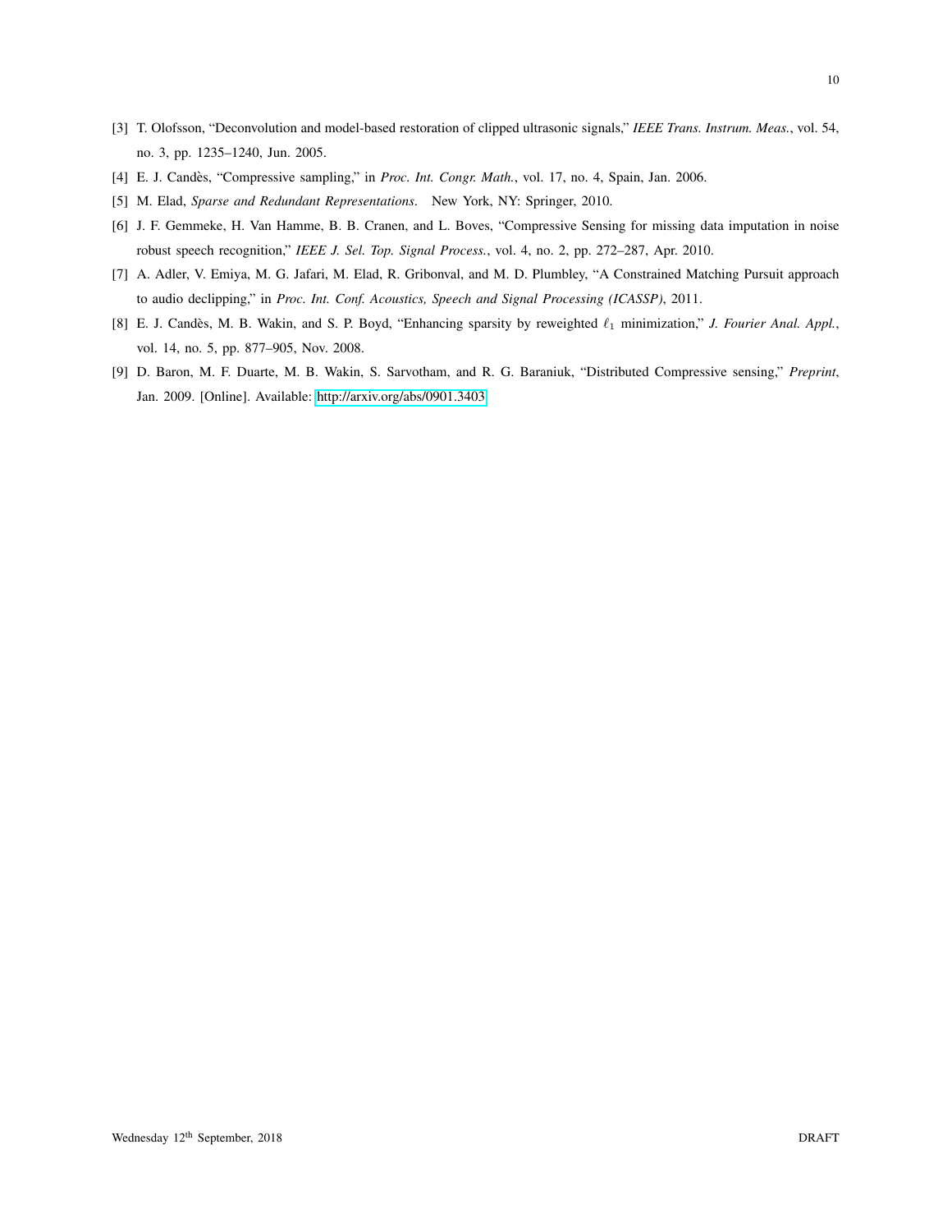[3] T. Olofsson, "Deconvolution and model-based restoration of clipped ultrasonic signals," *IEEE Trans. Instrum. Meas.*, vol. 54, no. 3, pp. 1235–1240, Jun. 2005.

[4] E. J. Candès, "Compressive sampling," in *Proc. Int. Congr. Math.*, vol. 17, no. 4, Spain, Jan. 2006.

[5] M. Elad, *Sparse and Redundant Representations*. New York, NY: Springer, 2010.

[6] J. F. Gemmeke, H. Van Hamme, B. B. Cranen, and L. Boves, "Compressive Sensing for missing data imputation in noise robust speech recognition," *IEEE J. Sel. Top. Signal Process.*, vol. 4, no. 2, pp. 272–287, Apr. 2010.

[7] A. Adler, V. Emiya, M. G. Jafari, M. Elad, R. Gribonval, and M. D. Plumbley, "A Constrained Matching Pursuit approach to audio declipping," in *Proc. Int. Conf. Acoustics, Speech and Signal Processing (ICASSP)*, 2011.

[8] E. J. Candès, M. B. Wakin, and S. P. Boyd, "Enhancing sparsity by reweighted $\ell_1$ minimization," *J. Fourier Anal. Appl.*, vol. 14, no. 5, pp. 877–905, Nov. 2008.

[9] D. Baron, M. F. Duarte, M. B. Wakin, S. Sarvotham, and R. G. Baraniuk, "Distributed Compressive sensing," *Preprint*, Jan. 2009. [Online]. Available: http://arxiv.org/abs/0901.3403